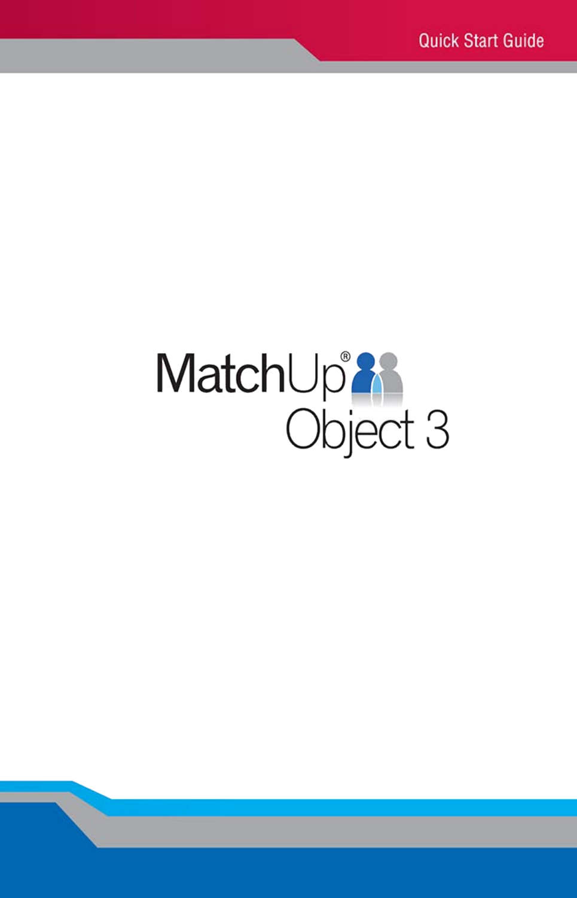Quick Start Guide

# MatchUp® Object 3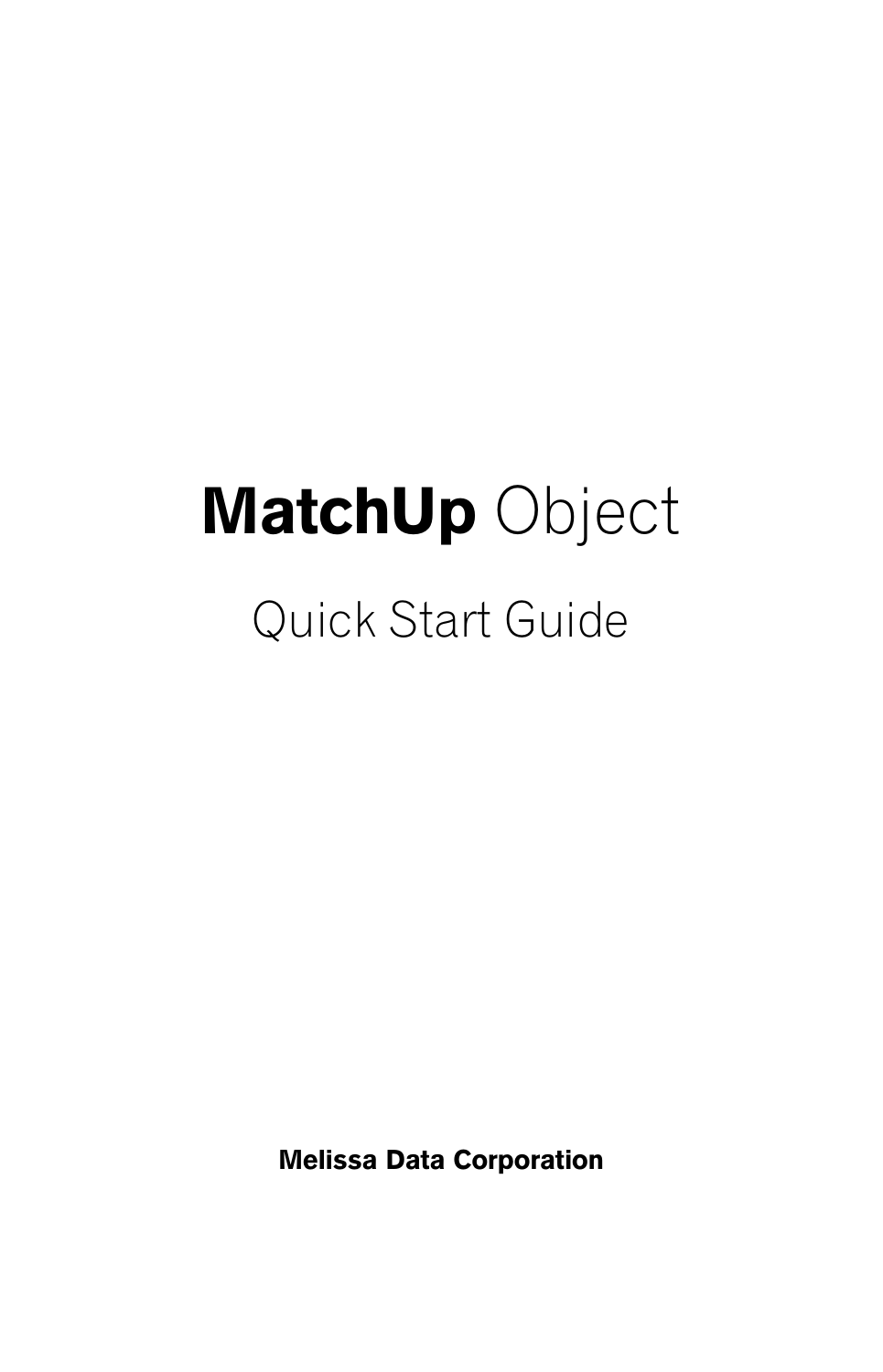# **MatchUp** Object

## Quick Start Guide

**Melissa Data Corporation**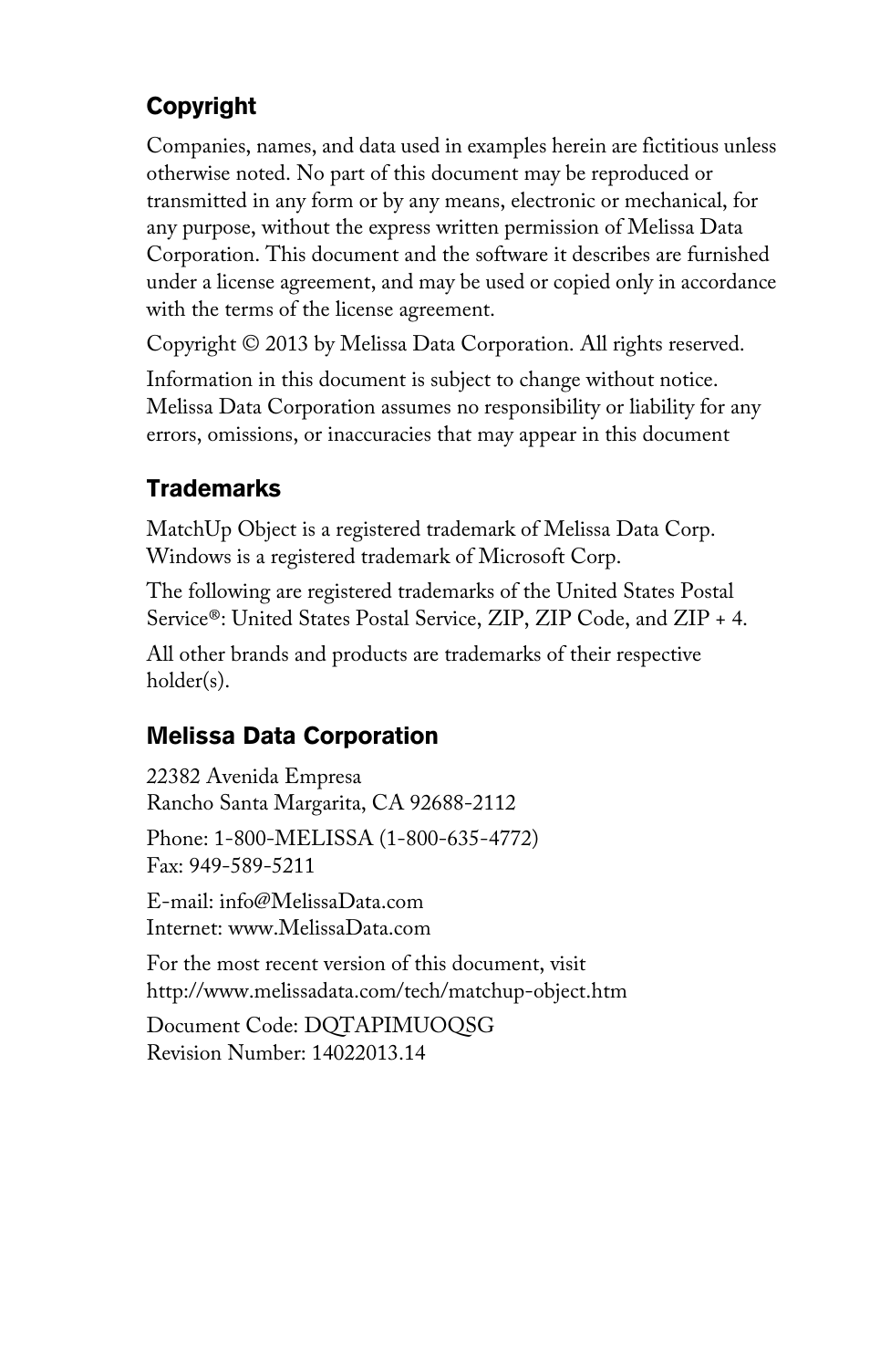## Copyright

Companies, names, and data used in examples herein are fictitious unless otherwise noted. No part of this document may be reproduced or transmitted in any form or by any means, electronic or mechanical, for any purpose, without the express written permission of Melissa Data Corporation. This document and the software it describes are furnished under a license agreement, and may be used or copied only in accordance with the terms of the license agreement.

Copyright © 2013 by Melissa Data Corporation. All rights reserved.

Information in this document is subject to change without notice. Melissa Data Corporation assumes no responsibility or liability for any errors, omissions, or inaccuracies that may appear in this document

## Trademarks

MatchUp Object is a registered trademark of Melissa Data Corp. Windows is a registered trademark of Microsoft Corp.

The following are registered trademarks of the United States Postal Service®: United States Postal Service, ZIP, ZIP Code, and ZIP + 4.

All other brands and products are trademarks of their respective holder(s).

## Melissa Data Corporation

22382 Avenida Empresa
Rancho Santa Margarita, CA 92688-2112

Phone: 1-800-MELISSA (1-800-635-4772)
Fax: 949-589-5211

E-mail: info@MelissaData.com
Internet: www.MelissaData.com

For the most recent version of this document, visit http://www.melissadata.com/tech/matchup-object.htm

Document Code: DQTAPIMUOQSG
Revision Number: 14022013.14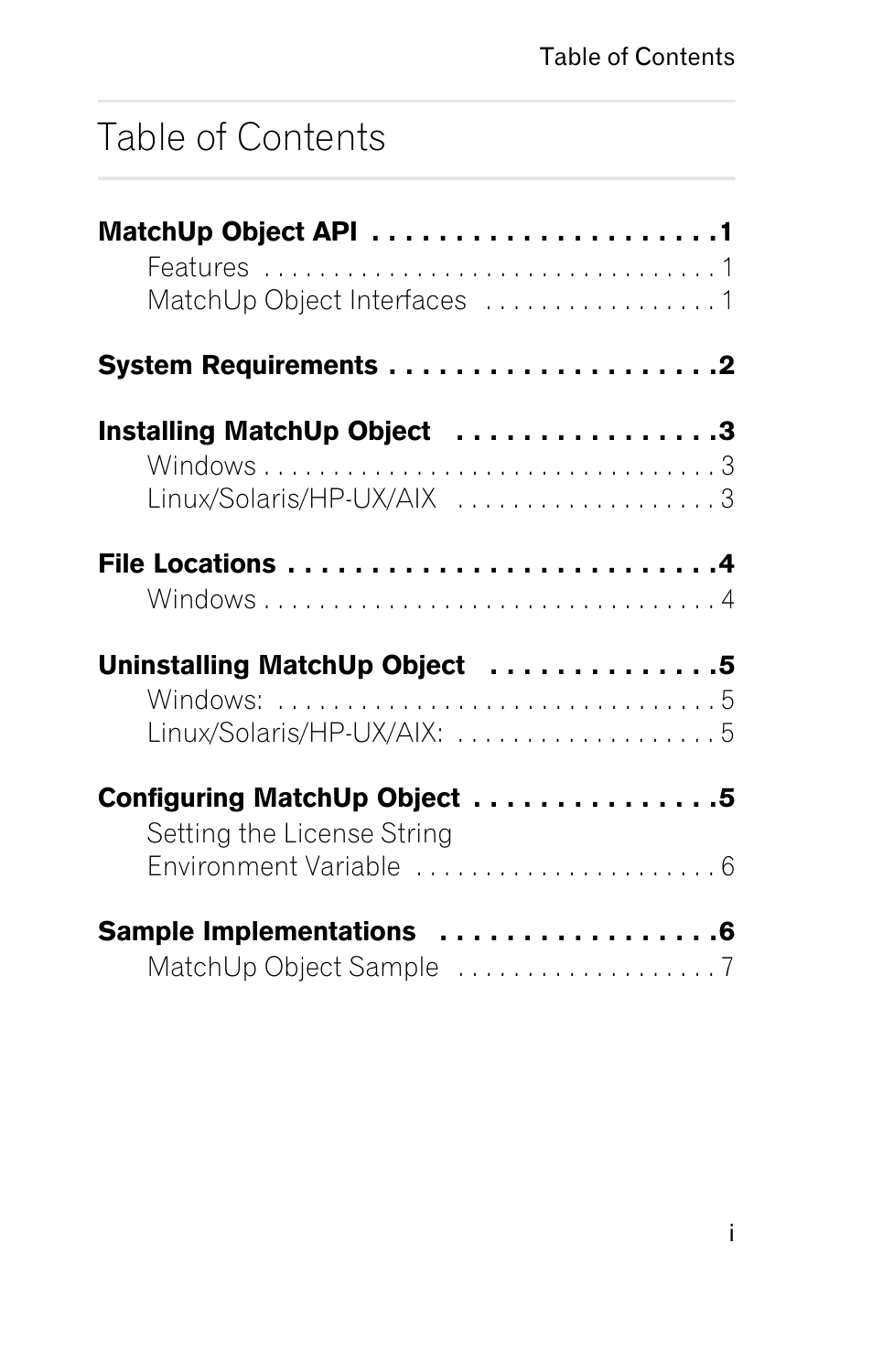# Table of Contents

**MatchUp Object API . . . . . . . . . . . . . . . . . . . . 1**

Features . . . . . . . . . . . . . . . . . . . . . . . . . . . . . . . . . 1

MatchUp Object Interfaces . . . . . . . . . . . . . . . . . . 1

**System Requirements . . . . . . . . . . . . . . . . . . . . 2**

**Installing MatchUp Object . . . . . . . . . . . . . . . . 3**

Windows . . . . . . . . . . . . . . . . . . . . . . . . . . . . . . . . 3

Linux/Solaris/HP-UX/AIX . . . . . . . . . . . . . . . . . . . 3

**File Locations . . . . . . . . . . . . . . . . . . . . . . . . . . 4**

Windows . . . . . . . . . . . . . . . . . . . . . . . . . . . . . . . . 4

**Uninstalling MatchUp Object . . . . . . . . . . . . . . 5**

Windows: . . . . . . . . . . . . . . . . . . . . . . . . . . . . . . . 5

Linux/Solaris/HP-UX/AIX: . . . . . . . . . . . . . . . . . . . 5

**Configuring MatchUp Object . . . . . . . . . . . . . . . 5**

Setting the License String Environment Variable . . . . . . . . . . . . . . . . . . . . . . 6

**Sample Implementations . . . . . . . . . . . . . . . . . 6**

MatchUp Object Sample . . . . . . . . . . . . . . . . . . . 7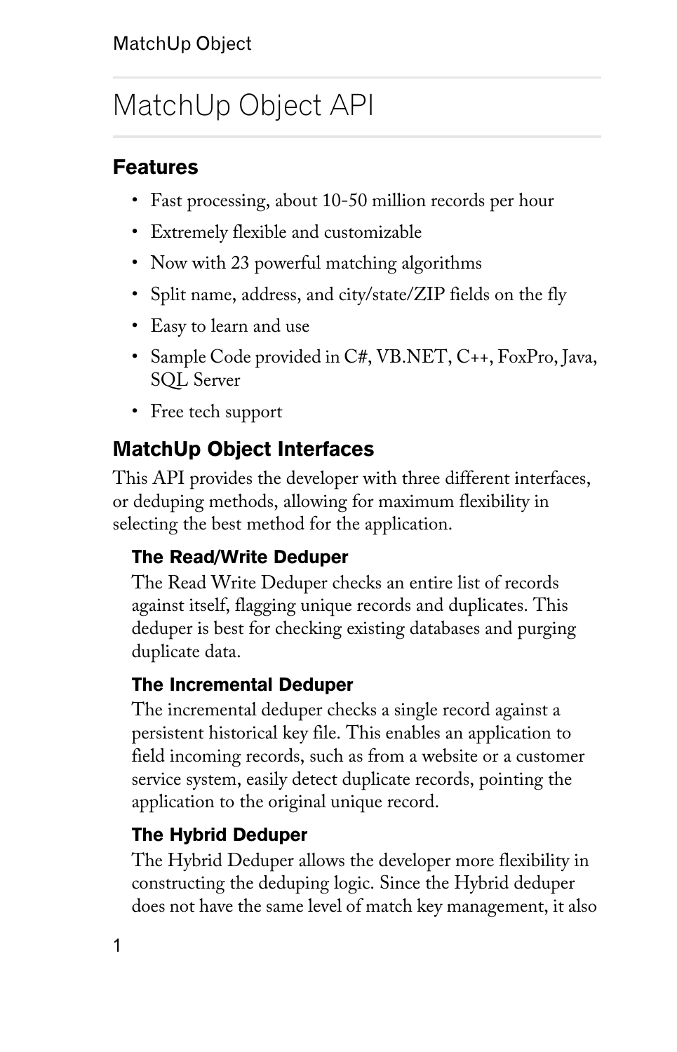# MatchUp Object API

## Features

- Fast processing, about 10-50 million records per hour
- Extremely flexible and customizable
- Now with 23 powerful matching algorithms
- Split name, address, and city/state/ZIP fields on the fly
- Easy to learn and use
- Sample Code provided in C#, VB.NET, C++, FoxPro, Java, SQL Server
- Free tech support

## MatchUp Object Interfaces

This API provides the developer with three different interfaces, or deduping methods, allowing for maximum flexibility in selecting the best method for the application.

### The Read/Write Deduper

The Read Write Deduper checks an entire list of records against itself, flagging unique records and duplicates. This deduper is best for checking existing databases and purging duplicate data.

### The Incremental Deduper

The incremental deduper checks a single record against a persistent historical key file. This enables an application to field incoming records, such as from a website or a customer service system, easily detect duplicate records, pointing the application to the original unique record.

### The Hybrid Deduper

The Hybrid Deduper allows the developer more flexibility in constructing the deduping logic. Since the Hybrid deduper does not have the same level of match key management, it also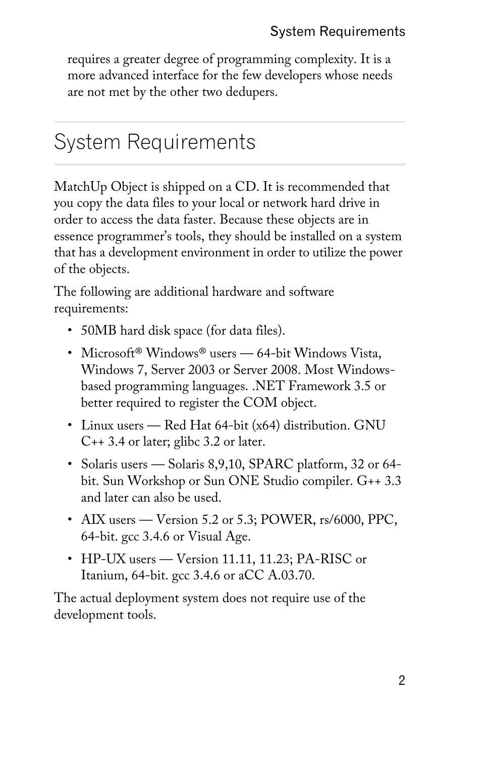requires a greater degree of programming complexity. It is a more advanced interface for the few developers whose needs are not met by the other two dedupers.

## System Requirements

MatchUp Object is shipped on a CD. It is recommended that you copy the data files to your local or network hard drive in order to access the data faster. Because these objects are in essence programmer's tools, they should be installed on a system that has a development environment in order to utilize the power of the objects.

The following are additional hardware and software requirements:

- 50MB hard disk space (for data files).
- Microsoft® Windows® users — 64-bit Windows Vista, Windows 7, Server 2003 or Server 2008. Most Windows-based programming languages. .NET Framework 3.5 or better required to register the COM object.
- Linux users — Red Hat 64-bit (x64) distribution. GNU C++ 3.4 or later; glibc 3.2 or later.
- Solaris users — Solaris 8,9,10, SPARC platform, 32 or 64-bit. Sun Workshop or Sun ONE Studio compiler. G++ 3.3 and later can also be used.
- AIX users — Version 5.2 or 5.3; POWER, rs/6000, PPC, 64-bit. gcc 3.4.6 or Visual Age.
- HP-UX users — Version 11.11, 11.23; PA-RISC or Itanium, 64-bit. gcc 3.4.6 or aCC A.03.70.

The actual deployment system does not require use of the development tools.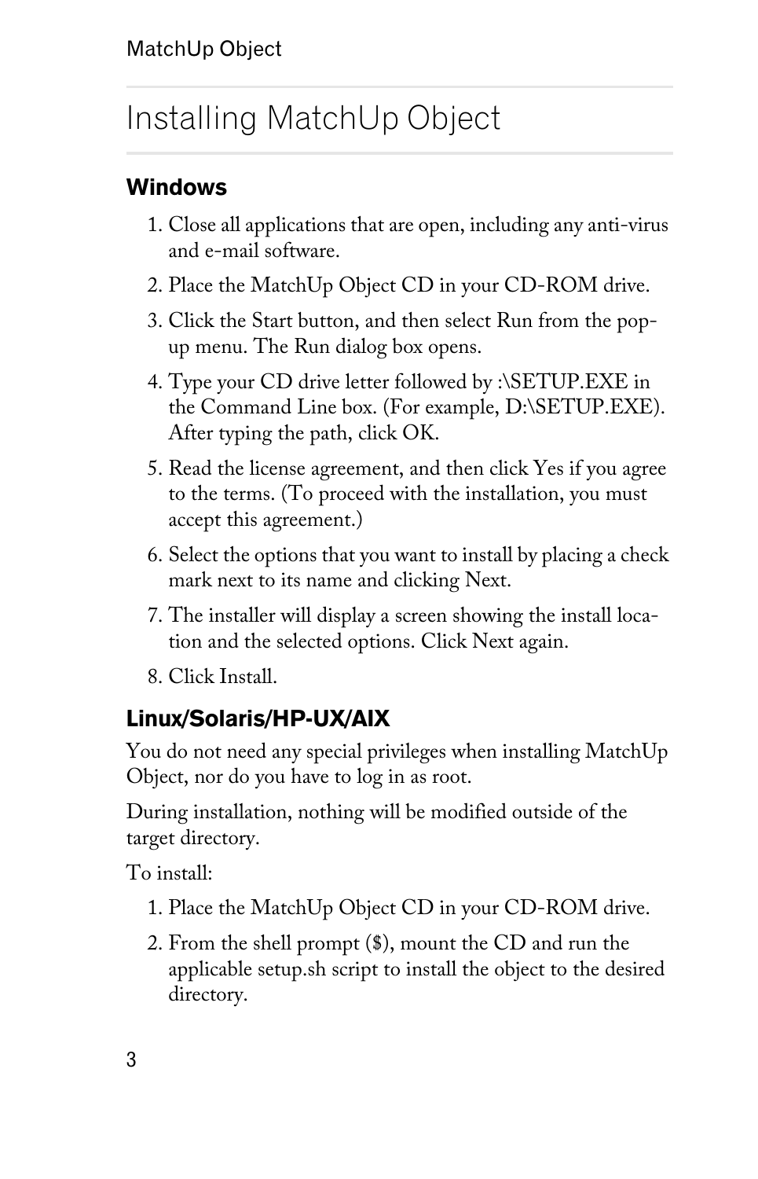# Installing MatchUp Object

## Windows

1. Close all applications that are open, including any anti-virus and e-mail software.
2. Place the MatchUp Object CD in your CD-ROM drive.
3. Click the Start button, and then select Run from the pop-up menu. The Run dialog box opens.
4. Type your CD drive letter followed by :\SETUP.EXE in the Command Line box. (For example, D:\SETUP.EXE). After typing the path, click OK.
5. Read the license agreement, and then click Yes if you agree to the terms. (To proceed with the installation, you must accept this agreement.)
6. Select the options that you want to install by placing a check mark next to its name and clicking Next.
7. The installer will display a screen showing the install location and the selected options. Click Next again.
8. Click Install.

## Linux/Solaris/HP-UX/AIX

You do not need any special privileges when installing MatchUp Object, nor do you have to log in as root.

During installation, nothing will be modified outside of the target directory.

To install:

1. Place the MatchUp Object CD in your CD-ROM drive.
2. From the shell prompt ($), mount the CD and run the applicable setup.sh script to install the object to the desired directory.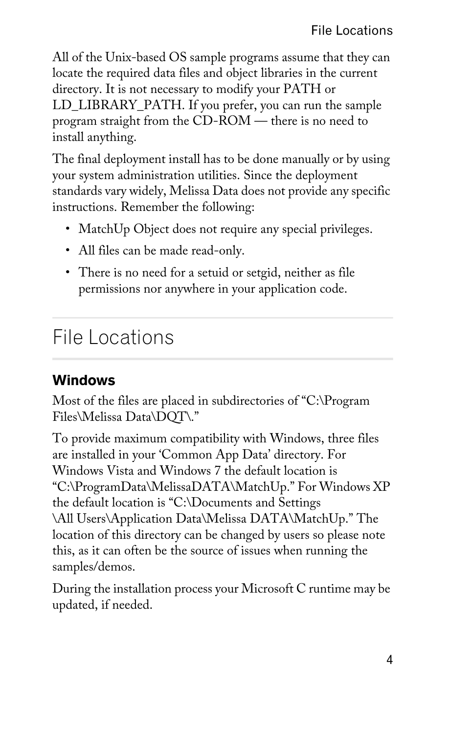All of the Unix-based OS sample programs assume that they can locate the required data files and object libraries in the current directory. It is not necessary to modify your PATH or LD_LIBRARY_PATH. If you prefer, you can run the sample program straight from the CD-ROM — there is no need to install anything.

The final deployment install has to be done manually or by using your system administration utilities. Since the deployment standards vary widely, Melissa Data does not provide any specific instructions. Remember the following:

- MatchUp Object does not require any special privileges.
- All files can be made read-only.
- There is no need for a setuid or setgid, neither as file permissions nor anywhere in your application code.

# File Locations

## Windows

Most of the files are placed in subdirectories of "C:\Program Files\Melissa Data\DQT\."

To provide maximum compatibility with Windows, three files are installed in your 'Common App Data' directory. For Windows Vista and Windows 7 the default location is "C:\ProgramData\MelissaDATA\MatchUp." For Windows XP the default location is "C:\Documents and Settings \All Users\Application Data\Melissa DATA\MatchUp." The location of this directory can be changed by users so please note this, as it can often be the source of issues when running the samples/demos.

During the installation process your Microsoft C runtime may be updated, if needed.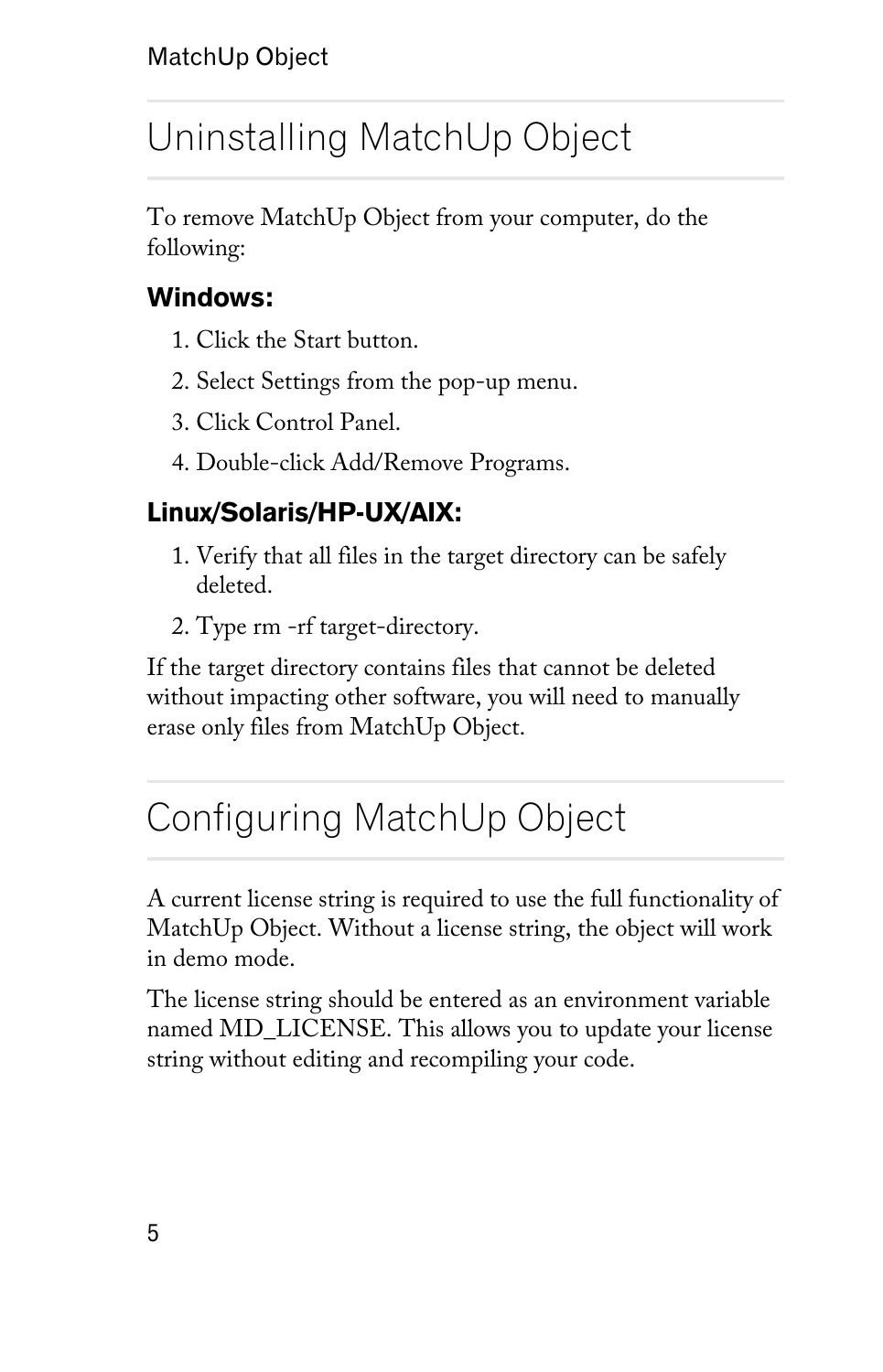# Uninstalling MatchUp Object

To remove MatchUp Object from your computer, do the following:

### Windows:

1. Click the Start button.
2. Select Settings from the pop-up menu.
3. Click Control Panel.
4. Double-click Add/Remove Programs.

### Linux/Solaris/HP-UX/AIX:

1. Verify that all files in the target directory can be safely deleted.
2. Type rm -rf target-directory.

If the target directory contains files that cannot be deleted without impacting other software, you will need to manually erase only files from MatchUp Object.

# Configuring MatchUp Object

A current license string is required to use the full functionality of MatchUp Object. Without a license string, the object will work in demo mode.

The license string should be entered as an environment variable named MD_LICENSE. This allows you to update your license string without editing and recompiling your code.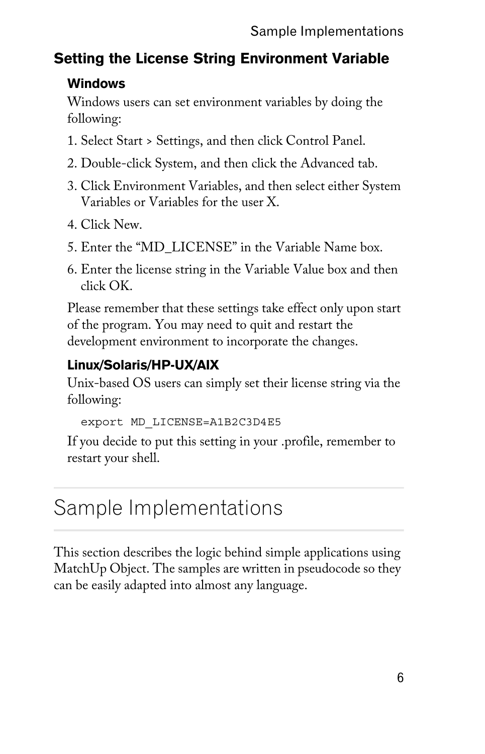### Setting the License String Environment Variable

#### Windows

Windows users can set environment variables by doing the following:

1. Select Start > Settings, and then click Control Panel.
2. Double-click System, and then click the Advanced tab.
3. Click Environment Variables, and then select either System Variables or Variables for the user X.
4. Click New.
5. Enter the “MD_LICENSE” in the Variable Name box.
6. Enter the license string in the Variable Value box and then click OK.

Please remember that these settings take effect only upon start of the program. You may need to quit and restart the development environment to incorporate the changes.

#### Linux/Solaris/HP-UX/AIX

Unix-based OS users can simply set their license string via the following:

```
export MD_LICENSE=A1B2C3D4E5
```

If you decide to put this setting in your .profile, remember to restart your shell.

## Sample Implementations

This section describes the logic behind simple applications using MatchUp Object. The samples are written in pseudocode so they can be easily adapted into almost any language.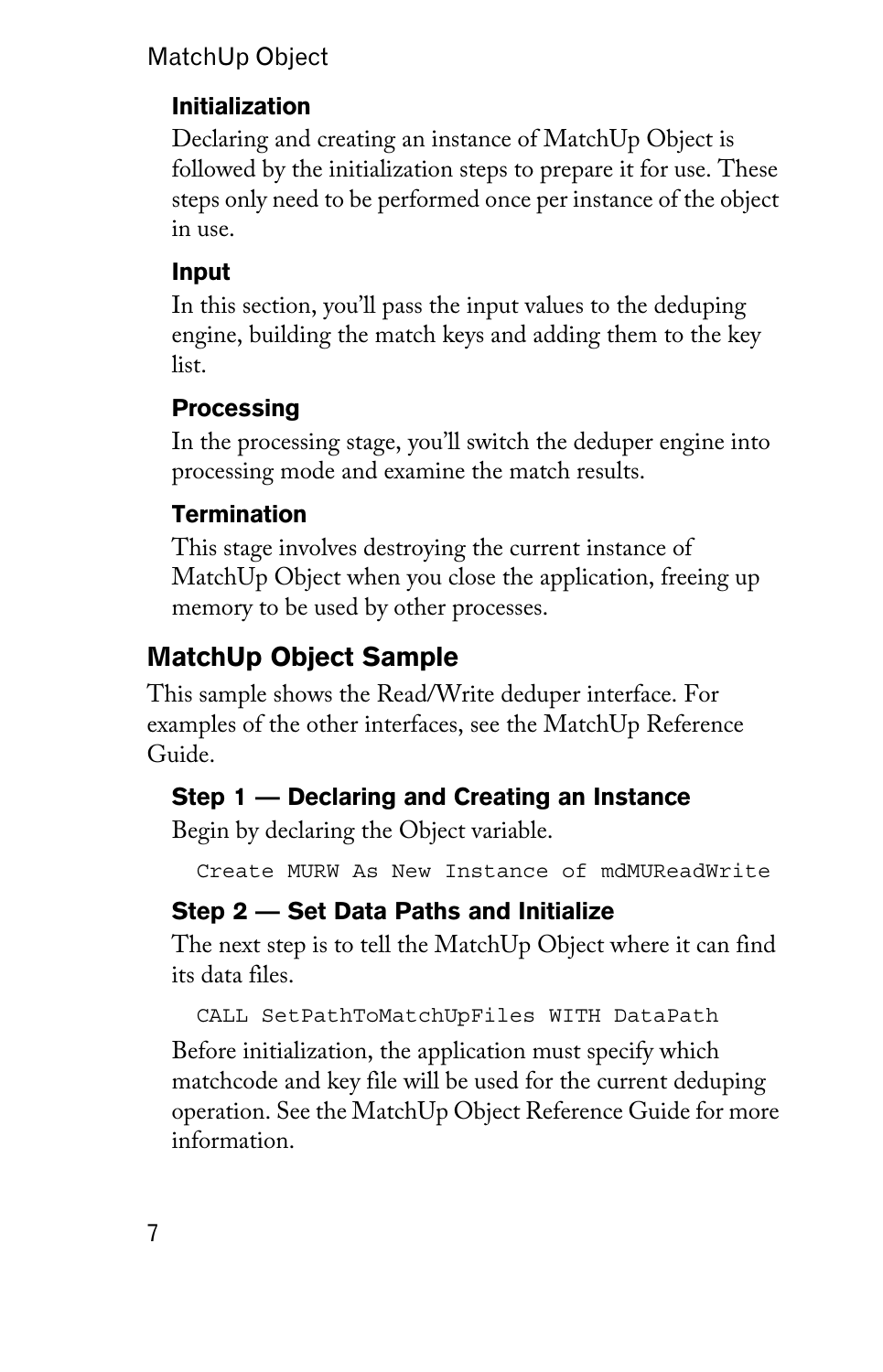### Initialization

Declaring and creating an instance of MatchUp Object is followed by the initialization steps to prepare it for use. These steps only need to be performed once per instance of the object in use.

### Input

In this section, you'll pass the input values to the deduping engine, building the match keys and adding them to the key list.

### Processing

In the processing stage, you'll switch the deduper engine into processing mode and examine the match results.

### Termination

This stage involves destroying the current instance of MatchUp Object when you close the application, freeing up memory to be used by other processes.

## MatchUp Object Sample

This sample shows the Read/Write deduper interface. For examples of the other interfaces, see the MatchUp Reference Guide.

### Step 1 — Declaring and Creating an Instance

Begin by declaring the Object variable.

```
Create MURW As New Instance of mdMUReadWrite
```

### Step 2 — Set Data Paths and Initialize

The next step is to tell the MatchUp Object where it can find its data files.

```
CALL SetPathToMatchUpFiles WITH DataPath
```

Before initialization, the application must specify which matchcode and key file will be used for the current deduping operation. See the MatchUp Object Reference Guide for more information.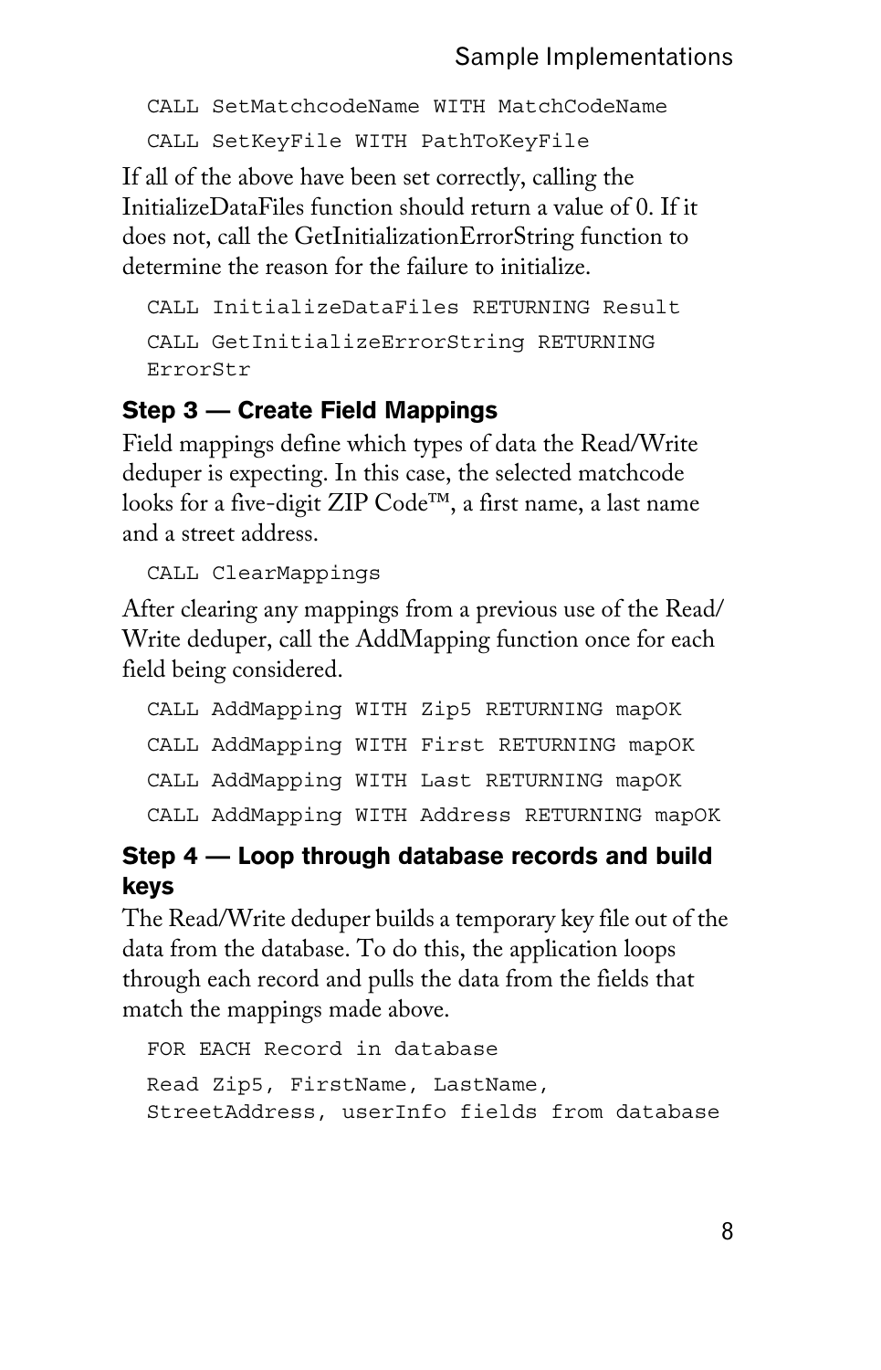```
CALL SetMatchcodeName WITH MatchCodeName
CALL SetKeyFile WITH PathToKeyFile
```

If all of the above have been set correctly, calling the InitializeDataFiles function should return a value of 0. If it does not, call the GetInitializationErrorString function to determine the reason for the failure to initialize.

```
CALL InitializeDataFiles RETURNING Result
CALL GetInitializeErrorString RETURNING
ErrorStr
```

### Step 3 — Create Field Mappings

Field mappings define which types of data the Read/Write deduper is expecting. In this case, the selected matchcode looks for a five-digit ZIP Code™, a first name, a last name and a street address.

```
CALL ClearMappings
```

After clearing any mappings from a previous use of the Read/Write deduper, call the AddMapping function once for each field being considered.

```
CALL AddMapping WITH Zip5 RETURNING mapOK
CALL AddMapping WITH First RETURNING mapOK
CALL AddMapping WITH Last RETURNING mapOK
CALL AddMapping WITH Address RETURNING mapOK
```

### Step 4 — Loop through database records and build keys

The Read/Write deduper builds a temporary key file out of the data from the database. To do this, the application loops through each record and pulls the data from the fields that match the mappings made above.

```
FOR EACH Record in database
Read Zip5, FirstName, LastName,
StreetAddress, userInfo fields from database
```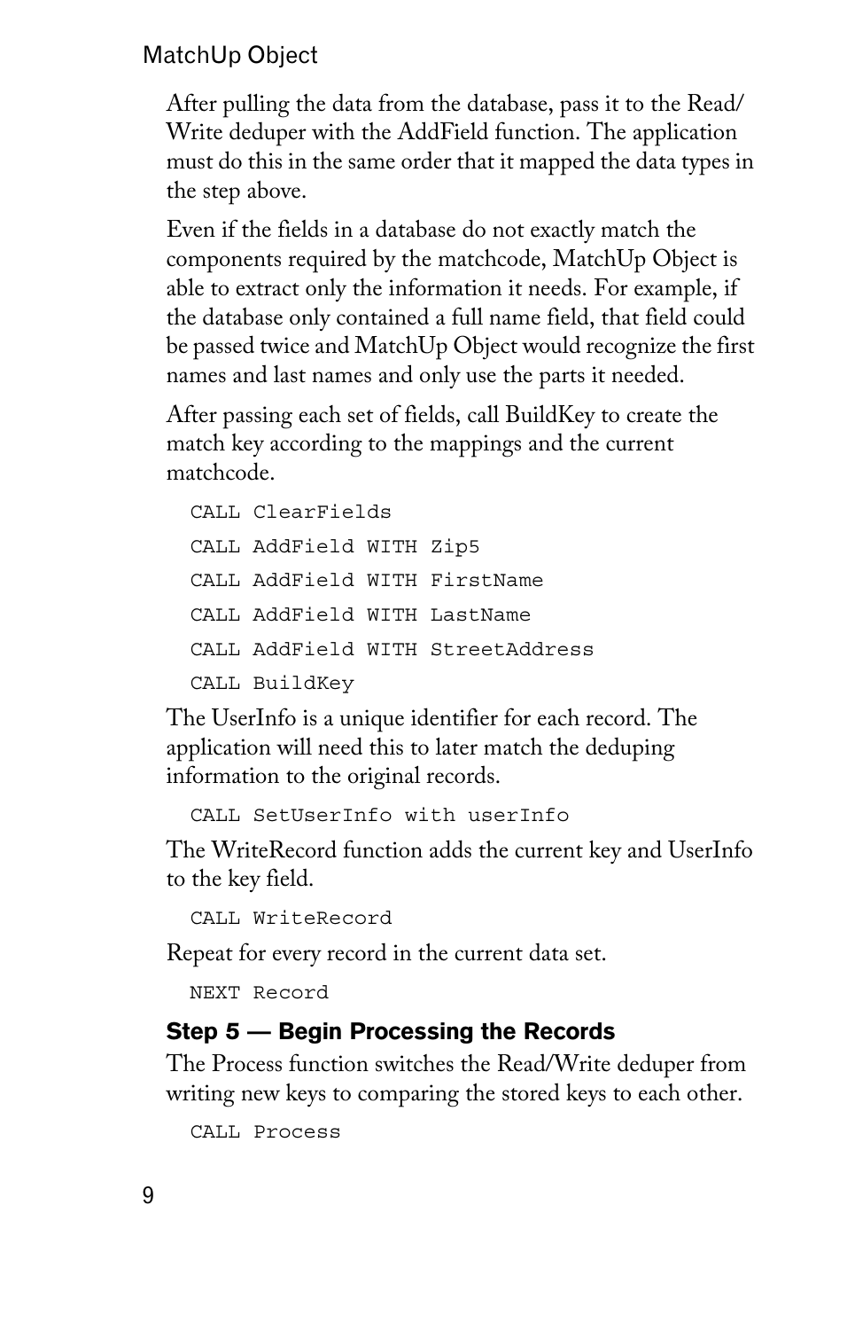After pulling the data from the database, pass it to the Read/Write deduper with the AddField function. The application must do this in the same order that it mapped the data types in the step above.

Even if the fields in a database do not exactly match the components required by the matchcode, MatchUp Object is able to extract only the information it needs. For example, if the database only contained a full name field, that field could be passed twice and MatchUp Object would recognize the first names and last names and only use the parts it needed.

After passing each set of fields, call BuildKey to create the match key according to the mappings and the current matchcode.

```
CALL ClearFields
CALL AddField WITH Zip5
CALL AddField WITH FirstName
CALL AddField WITH LastName
CALL AddField WITH StreetAddress
CALL BuildKey
```

The UserInfo is a unique identifier for each record. The application will need this to later match the deduping information to the original records.

```
CALL SetUserInfo with userInfo
```

The WriteRecord function adds the current key and UserInfo to the key field.

```
CALL WriteRecord
```

Repeat for every record in the current data set.

```
NEXT Record
```

### Step 5 — Begin Processing the Records

The Process function switches the Read/Write deduper from writing new keys to comparing the stored keys to each other.

```
CALL Process
```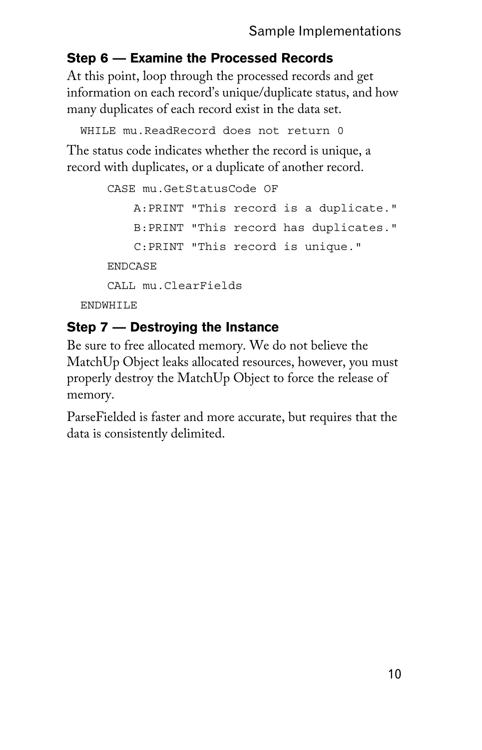### Step 6 — Examine the Processed Records

At this point, loop through the processed records and get information on each record's unique/duplicate status, and how many duplicates of each record exist in the data set.

```
WHILE mu.ReadRecord does not return 0
```

The status code indicates whether the record is unique, a record with duplicates, or a duplicate of another record.

```
    CASE mu.GetStatusCode OF
        A:PRINT "This record is a duplicate."
        B:PRINT "This record has duplicates."
        C:PRINT "This record is unique."
    ENDCASE
    CALL mu.ClearFields
ENDWHILE
```

### Step 7 — Destroying the Instance

Be sure to free allocated memory. We do not believe the MatchUp Object leaks allocated resources, however, you must properly destroy the MatchUp Object to force the release of memory.

ParseFielded is faster and more accurate, but requires that the data is consistently delimited.